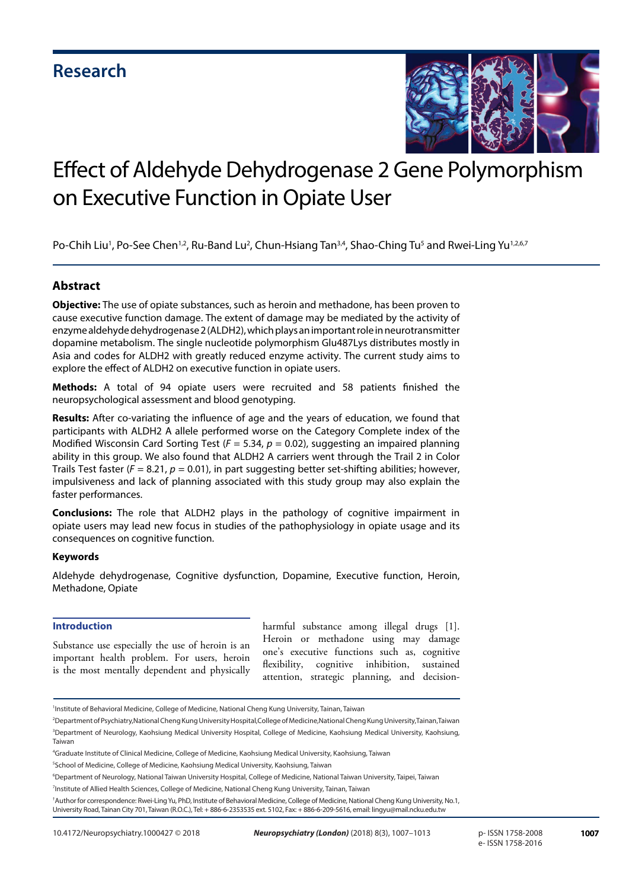Research

# Effect of Aldehyde Dehydrogenase 2 Gene Polymorphism on Executive Function in Opiate User

Po-Chih Liu[1], Po-See Chen[1,2], Ru-Band Lu[2], Chun-Hsiang Tan[3,4], Shao-Ching Tu[5] and Rwei-Ling Yu[1,2,6,7]

## Abstract

**Objective:** The use of opiate substances, such as heroin and methadone, has been proven to cause executive function damage. The extent of damage may be mediated by the activity of enzyme aldehyde dehydrogenase 2 (ALDH2), which plays an important role in neurotransmitter dopamine metabolism. The single nucleotide polymorphism Glu487Lys distributes mostly in Asia and codes for ALDH2 with greatly reduced enzyme activity. The current study aims to explore the effect of ALDH2 on executive function in opiate users.

**Methods:** A total of 94 opiate users were recruited and 58 patients finished the neuropsychological assessment and blood genotyping.

**Results:** After co-variating the influence of age and the years of education, we found that participants with ALDH2 A allele performed worse on the Category Complete index of the Modified Wisconsin Card Sorting Test ($F = 5.34$, $p = 0.02$), suggesting an impaired planning ability in this group. We also found that ALDH2 A carriers went through the Trail 2 in Color Trails Test faster ($F = 8.21$, $p = 0.01$), in part suggesting better set-shifting abilities; however, impulsiveness and lack of planning associated with this study group may also explain the faster performances.

**Conclusions:** The role that ALDH2 plays in the pathology of cognitive impairment in opiate users may lead new focus in studies of the pathophysiology in opiate usage and its consequences on cognitive function.

### Keywords

Aldehyde dehydrogenase, Cognitive dysfunction, Dopamine, Executive function, Heroin, Methadone, Opiate

## Introduction

Substance use especially the use of heroin is an important health problem. For users, heroin is the most mentally dependent and physically harmful substance among illegal drugs [1]. Heroin or methadone using may damage one's executive functions such as, cognitive flexibility, cognitive inhibition, sustained attention, strategic planning, and decision-

[1]Institute of Behavioral Medicine, College of Medicine, National Cheng Kung University, Tainan, Taiwan

[2]Department of Psychiatry, National Cheng Kung University Hospital, College of Medicine, National Cheng Kung University, Tainan, Taiwan

[3]Department of Neurology, Kaohsiung Medical University Hospital, College of Medicine, Kaohsiung Medical University, Kaohsiung, Taiwan

[4]Graduate Institute of Clinical Medicine, College of Medicine, Kaohsiung Medical University, Kaohsiung, Taiwan

[5]School of Medicine, College of Medicine, Kaohsiung Medical University, Kaohsiung, Taiwan

[6]Department of Neurology, National Taiwan University Hospital, College of Medicine, National Taiwan University, Taipei, Taiwan

[7]Institute of Allied Health Sciences, College of Medicine, National Cheng Kung University, Tainan, Taiwan

†Author for correspondence: Rwei-Ling Yu, PhD, Institute of Behavioral Medicine, College of Medicine, National Cheng Kung University, No.1, University Road, Tainan City 701, Taiwan (R.O.C.), Tel: + 886-6-2353535 ext. 5102, Fax: + 886-6-209-5616, email: lingyu@mail.ncku.edu.tw

10.4172/Neuropsychiatry.1000427 © 2018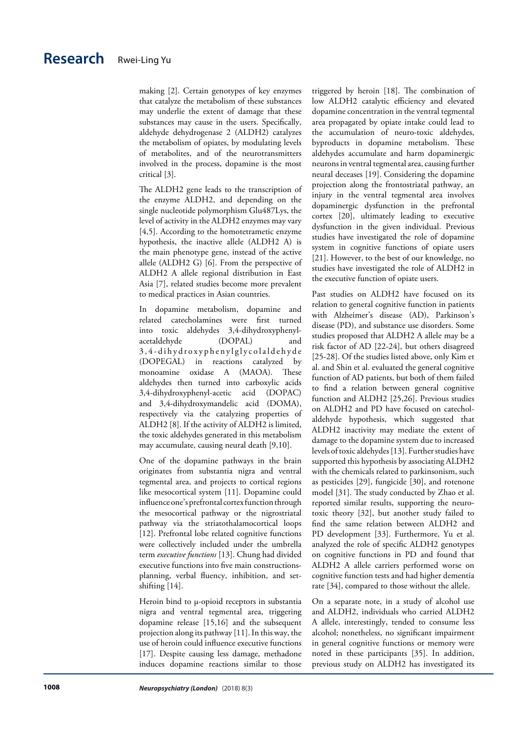making [2]. Certain genotypes of key enzymes that catalyze the metabolism of these substances may underlie the extent of damage that these substances may cause in the users. Specifically, aldehyde dehydrogenase 2 (ALDH2) catalyzes the metabolism of opiates, by modulating levels of metabolites, and of the neurotransmitters involved in the process, dopamine is the most critical [3].

The ALDH2 gene leads to the transcription of the enzyme ALDH2, and depending on the single nucleotide polymorphism Glu487Lys, the level of activity in the ALDH2 enzymes may vary [4,5]. According to the homotetrametic enzyme hypothesis, the inactive allele (ALDH2 A) is the main phenotype gene, instead of the active allele (ALDH2 G) [6]. From the perspective of ALDH2 A allele regional distribution in East Asia [7], related studies become more prevalent to medical practices in Asian countries.

In dopamine metabolism, dopamine and related catecholamines were first turned into toxic aldehydes 3,4-dihydroxyphenyl-acetaldehyde (DOPAL) and 3,4-dihydroxyphenylglycolaldehyde (DOPEGAL) in reactions catalyzed by monoamine oxidase A (MAOA). These aldehydes then turned into carboxylic acids 3,4-dihydroxyphenyl-acetic acid (DOPAC) and 3,4-dihydroxymandelic acid (DOMA), respectively via the catalyzing properties of ALDH2 [8]. If the activity of ALDH2 is limited, the toxic aldehydes generated in this metabolism may accumulate, causing neural death [9,10].

One of the dopamine pathways in the brain originates from substantia nigra and ventral tegmental area, and projects to cortical regions like mesocortical system [11]. Dopamine could influence one's prefrontal cortex function through the mesocortical pathway or the nigrostriatal pathway via the striatothalamocortical loops [12]. Prefrontal lobe related cognitive functions were collectively included under the umbrella term *executive functions* [13]. Chung had divided executive functions into five main constructions-planning, verbal fluency, inhibition, and set-shifting [14].

Heroin bind to μ-opioid receptors in substantia nigra and ventral tegmental area, triggering dopamine release [15,16] and the subsequent projection along its pathway [11]. In this way, the use of heroin could influence executive functions [17]. Despite causing less damage, methadone induces dopamine reactions similar to those triggered by heroin [18]. The combination of low ALDH2 catalytic efficiency and elevated dopamine concentration in the ventral tegmental area propagated by opiate intake could lead to the accumulation of neuro-toxic aldehydes, byproducts in dopamine metabolism. These aldehydes accumulate and harm dopaminergic neurons in ventral tegmental area, causing further neural deceases [19]. Considering the dopamine projection along the frontostriatal pathway, an injury in the ventral tegmental area involves dopaminergic dysfunction in the prefrontal cortex [20], ultimately leading to executive dysfunction in the given individual. Previous studies have investigated the role of dopamine system in cognitive functions of opiate users [21]. However, to the best of our knowledge, no studies have investigated the role of ALDH2 in the executive function of opiate users.

Past studies on ALDH2 have focused on its relation to general cognitive function in patients with Alzheimer's disease (AD), Parkinson's disease (PD), and substance use disorders. Some studies proposed that ALDH2 A allele may be a risk factor of AD [22-24], but others disagreed [25-28]. Of the studies listed above, only Kim et al. and Shin et al. evaluated the general cognitive function of AD patients, but both of them failed to find a relation between general cognitive function and ALDH2 [25,26]. Previous studies on ALDH2 and PD have focused on catechol-aldehyde hypothesis, which suggested that ALDH2 inactivity may mediate the extent of damage to the dopamine system due to increased levels of toxic aldehydes [13]. Further studies have supported this hypothesis by associating ALDH2 with the chemicals related to parkinsonism, such as pesticides [29], fungicide [30], and rotenone model [31]. The study conducted by Zhao et al. reported similar results, supporting the neuro-toxic theory [32], but another study failed to find the same relation between ALDH2 and PD development [33]. Furthermore, Yu et al. analyzed the role of specific ALDH2 genotypes on cognitive functions in PD and found that ALDH2 A allele carriers performed worse on cognitive function tests and had higher dementia rate [34], compared to those without the allele.

On a separate note, in a study of alcohol use and ALDH2, individuals who carried ALDH2 A allele, interestingly, tended to consume less alcohol; nonetheless, no significant impairment in general cognitive functions or memory were noted in these participants [35]. In addition, previous study on ALDH2 has investigated its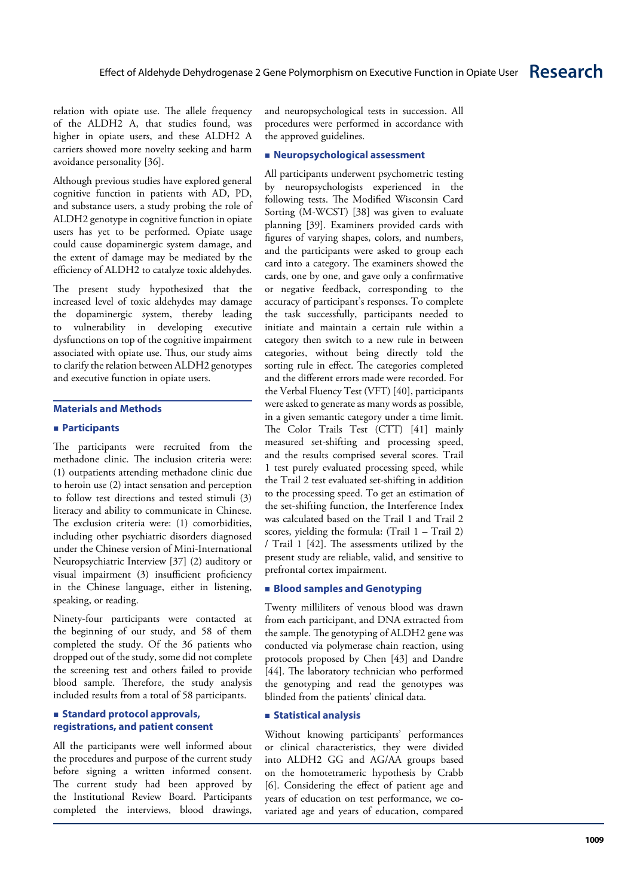relation with opiate use. The allele frequency of the ALDH2 A, that studies found, was higher in opiate users, and these ALDH2 A carriers showed more novelty seeking and harm avoidance personality [36].

Although previous studies have explored general cognitive function in patients with AD, PD, and substance users, a study probing the role of ALDH2 genotype in cognitive function in opiate users has yet to be performed. Opiate usage could cause dopaminergic system damage, and the extent of damage may be mediated by the efficiency of ALDH2 to catalyze toxic aldehydes.

The present study hypothesized that the increased level of toxic aldehydes may damage the dopaminergic system, thereby leading to vulnerability in developing executive dysfunctions on top of the cognitive impairment associated with opiate use. Thus, our study aims to clarify the relation between ALDH2 genotypes and executive function in opiate users.

## Materials and Methods

### Participants

The participants were recruited from the methadone clinic. The inclusion criteria were: (1) outpatients attending methadone clinic due to heroin use (2) intact sensation and perception to follow test directions and tested stimuli (3) literacy and ability to communicate in Chinese. The exclusion criteria were: (1) comorbidities, including other psychiatric disorders diagnosed under the Chinese version of Mini-International Neuropsychiatric Interview [37] (2) auditory or visual impairment (3) insufficient proficiency in the Chinese language, either in listening, speaking, or reading.

Ninety-four participants were contacted at the beginning of our study, and 58 of them completed the study. Of the 36 patients who dropped out of the study, some did not complete the screening test and others failed to provide blood sample. Therefore, the study analysis included results from a total of 58 participants.

### Standard protocol approvals, registrations, and patient consent

All the participants were well informed about the procedures and purpose of the current study before signing a written informed consent. The current study had been approved by the Institutional Review Board. Participants completed the interviews, blood drawings, and neuropsychological tests in succession. All procedures were performed in accordance with the approved guidelines.

### Neuropsychological assessment

All participants underwent psychometric testing by neuropsychologists experienced in the following tests. The Modified Wisconsin Card Sorting (M-WCST) [38] was given to evaluate planning [39]. Examiners provided cards with figures of varying shapes, colors, and numbers, and the participants were asked to group each card into a category. The examiners showed the cards, one by one, and gave only a confirmative or negative feedback, corresponding to the accuracy of participant's responses. To complete the task successfully, participants needed to initiate and maintain a certain rule within a category then switch to a new rule in between categories, without being directly told the sorting rule in effect. The categories completed and the different errors made were recorded. For the Verbal Fluency Test (VFT) [40], participants were asked to generate as many words as possible, in a given semantic category under a time limit. The Color Trails Test (CTT) [41] mainly measured set-shifting and processing speed, and the results comprised several scores. Trail 1 test purely evaluated processing speed, while the Trail 2 test evaluated set-shifting in addition to the processing speed. To get an estimation of the set-shifting function, the Interference Index was calculated based on the Trail 1 and Trail 2 scores, yielding the formula: (Trail 1 – Trail 2) / Trail 1 [42]. The assessments utilized by the present study are reliable, valid, and sensitive to prefrontal cortex impairment.

### Blood samples and Genotyping

Twenty milliliters of venous blood was drawn from each participant, and DNA extracted from the sample. The genotyping of ALDH2 gene was conducted via polymerase chain reaction, using protocols proposed by Chen [43] and Dandre [44]. The laboratory technician who performed the genotyping and read the genotypes was blinded from the patients' clinical data.

### Statistical analysis

Without knowing participants' performances or clinical characteristics, they were divided into ALDH2 GG and AG/AA groups based on the homotetrameric hypothesis by Crabb [6]. Considering the effect of patient age and years of education on test performance, we co-variated age and years of education, compared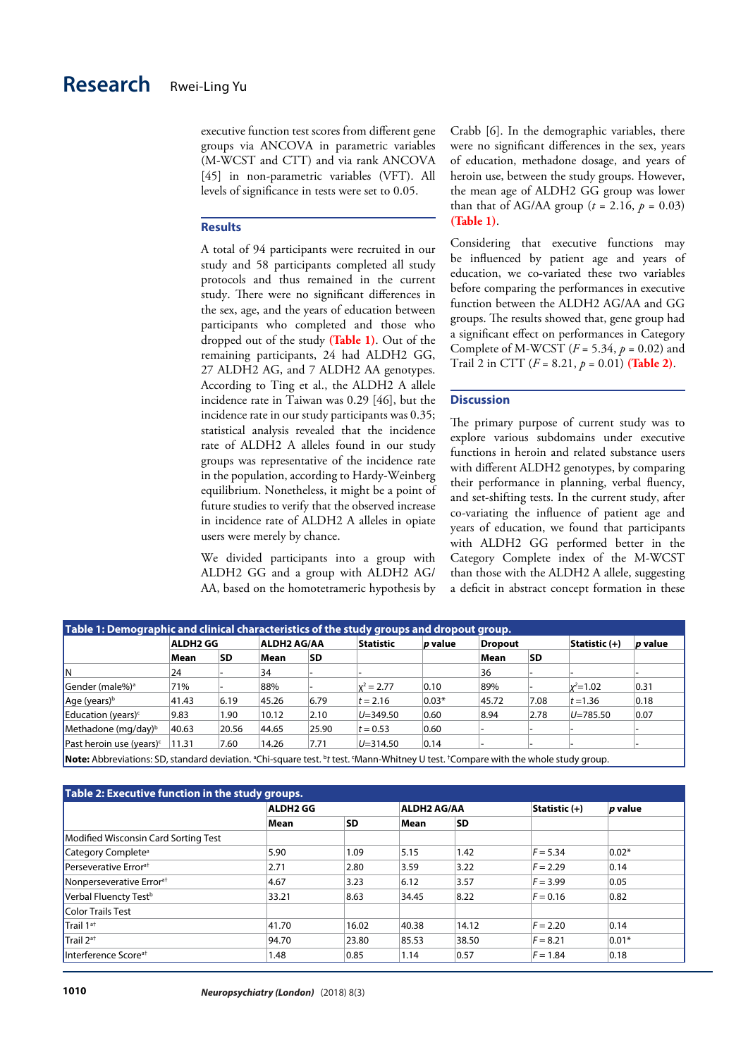executive function test scores from different gene groups via ANCOVA in parametric variables (M-WCST and CTT) and via rank ANCOVA [45] in non-parametric variables (VFT). All levels of significance in tests were set to 0.05.

## Results

A total of 94 participants were recruited in our study and 58 participants completed all study protocols and thus remained in the current study. There were no significant differences in the sex, age, and the years of education between participants who completed and those who dropped out of the study **(Table 1)**. Out of the remaining participants, 24 had ALDH2 GG, 27 ALDH2 AG, and 7 ALDH2 AA genotypes. According to Ting et al., the ALDH2 A allele incidence rate in Taiwan was 0.29 [46], but the incidence rate in our study participants was 0.35; statistical analysis revealed that the incidence rate of ALDH2 A alleles found in our study groups was representative of the incidence rate in the population, according to Hardy-Weinberg equilibrium. Nonetheless, it might be a point of future studies to verify that the observed increase in incidence rate of ALDH2 A alleles in opiate users were merely by chance.

We divided participants into a group with ALDH2 GG and a group with ALDH2 AG/AA, based on the homotetrameric hypothesis by Crabb [6]. In the demographic variables, there were no significant differences in the sex, years of education, methadone dosage, and years of heroin use, between the study groups. However, the mean age of ALDH2 GG group was lower than that of AG/AA group ($t$ = 2.16, $p$ = 0.03) **(Table 1)**.

Considering that executive functions may be influenced by patient age and years of education, we co-variated these two variables before comparing the performances in executive function between the ALDH2 AG/AA and GG groups. The results showed that, gene group had a significant effect on performances in Category Complete of M-WCST ($F$ = 5.34, $p$ = 0.02) and Trail 2 in CTT ($F$ = 8.21, $p$ = 0.01) **(Table 2)**.

## Discussion

The primary purpose of current study was to explore various subdomains under executive functions in heroin and related substance users with different ALDH2 genotypes, by comparing their performance in planning, verbal fluency, and set-shifting tests. In the current study, after co-variating the influence of patient age and years of education, we found that participants with ALDH2 GG performed better in the Category Complete index of the M-WCST than those with the ALDH2 A allele, suggesting a deficit in abstract concept formation in these

**Table 1: Demographic and clinical characteristics of the study groups and dropout group.**

| | ALDH2 GG | | ALDH2 AG/AA | | Statistic | p value | Dropout | | Statistic (+) | p value |
|---|---|---|---|---|---|---|---|---|---|---|
| | Mean | SD | Mean | SD | | | Mean | SD | | |
| N | 24 | - | 34 | - | - | - | 36 | - | - | - |
| Gender (male%)[a] | 71% | - | 88% | - | $\chi^2$ = 2.77 | 0.10 | 89% | - | $\chi^2$=1.02 | 0.31 |
| Age (years)[b] | 41.43 | 6.19 | 45.26 | 6.79 | $t$ = 2.16 | 0.03* | 45.72 | 7.08 | $t$ =1.36 | 0.18 |
| Education (years)[c] | 9.83 | 1.90 | 10.12 | 2.10 | $U$=349.50 | 0.60 | 8.94 | 2.78 | $U$=785.50 | 0.07 |
| Methadone (mg/day)[b] | 40.63 | 20.56 | 44.65 | 25.90 | $t$ = 0.53 | 0.60 | - | - | - | - |
| Past heroin use (years)[c] | 11.31 | 7.60 | 14.26 | 7.71 | $U$=314.50 | 0.14 | - | - | - | - |

**Note:** Abbreviations: SD, standard deviation. [a]Chi-square test. [b]$t$ test. [c]Mann-Whitney U test. [†]Compare with the whole study group.

**Table 2: Executive function in the study groups.**

| | ALDH2 GG | | ALDH2 AG/AA | | Statistic (+) | p value |
|---|---|---|---|---|---|---|
| | Mean | SD | Mean | SD | | |
| Modified Wisconsin Card Sorting Test | | | | | | |
| Category Complete[a] | 5.90 | 1.09 | 5.15 | 1.42 | $F$ = 5.34 | 0.02* |
| Perseverative Error[a†] | 2.71 | 2.80 | 3.59 | 3.22 | $F$ = 2.29 | 0.14 |
| Nonperseverative Error[a†] | 4.67 | 3.23 | 6.12 | 3.57 | $F$ = 3.99 | 0.05 |
| Verbal Fluency Test[b] | 33.21 | 8.63 | 34.45 | 8.22 | $F$ = 0.16 | 0.82 |
| Color Trails Test | | | | | | |
| Trail 1[a†] | 41.70 | 16.02 | 40.38 | 14.12 | $F$ = 2.20 | 0.14 |
| Trail 2[a†] | 94.70 | 23.80 | 85.53 | 38.50 | $F$ = 8.21 | 0.01* |
| Interference Score[a†] | 1.48 | 0.85 | 1.14 | 0.57 | $F$ = 1.84 | 0.18 |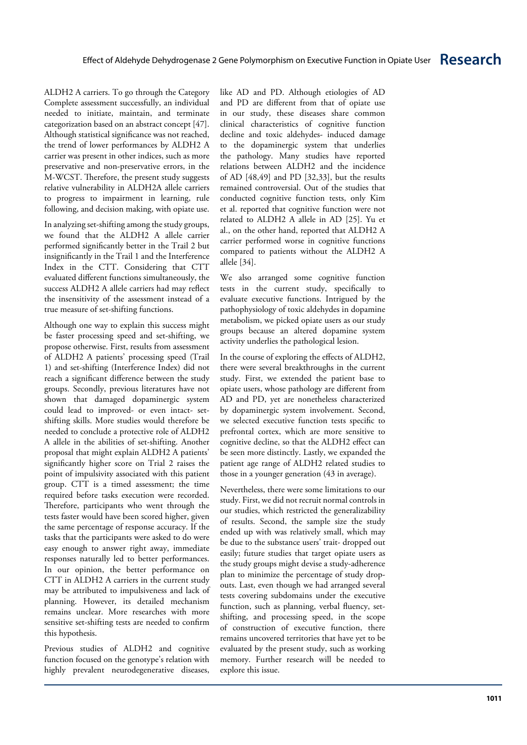ALDH2 A carriers. To go through the Category Complete assessment successfully, an individual needed to initiate, maintain, and terminate categorization based on an abstract concept [47]. Although statistical significance was not reached, the trend of lower performances by ALDH2 A carrier was present in other indices, such as more preservative and non-preservative errors, in the M-WCST. Therefore, the present study suggests relative vulnerability in ALDH2A allele carriers to progress to impairment in learning, rule following, and decision making, with opiate use.

In analyzing set-shifting among the study groups, we found that the ALDH2 A allele carrier performed significantly better in the Trail 2 but insignificantly in the Trail 1 and the Interference Index in the CTT. Considering that CTT evaluated different functions simultaneously, the success ALDH2 A allele carriers had may reflect the insensitivity of the assessment instead of a true measure of set-shifting functions.

Although one way to explain this success might be faster processing speed and set-shifting, we propose otherwise. First, results from assessment of ALDH2 A patients' processing speed (Trail 1) and set-shifting (Interference Index) did not reach a significant difference between the study groups. Secondly, previous literatures have not shown that damaged dopaminergic system could lead to improved- or even intact- set-shifting skills. More studies would therefore be needed to conclude a protective role of ALDH2 A allele in the abilities of set-shifting. Another proposal that might explain ALDH2 A patients' significantly higher score on Trial 2 raises the point of impulsivity associated with this patient group. CTT is a timed assessment; the time required before tasks execution were recorded. Therefore, participants who went through the tests faster would have been scored higher, given the same percentage of response accuracy. If the tasks that the participants were asked to do were easy enough to answer right away, immediate responses naturally led to better performances. In our opinion, the better performance on CTT in ALDH2 A carriers in the current study may be attributed to impulsiveness and lack of planning. However, its detailed mechanism remains unclear. More researches with more sensitive set-shifting tests are needed to confirm this hypothesis.

Previous studies of ALDH2 and cognitive function focused on the genotype's relation with highly prevalent neurodegenerative diseases, like AD and PD. Although etiologies of AD and PD are different from that of opiate use in our study, these diseases share common clinical characteristics of cognitive function decline and toxic aldehydes- induced damage to the dopaminergic system that underlies the pathology. Many studies have reported relations between ALDH2 and the incidence of AD [48,49] and PD [32,33], but the results remained controversial. Out of the studies that conducted cognitive function tests, only Kim et al. reported that cognitive function were not related to ALDH2 A allele in AD [25]. Yu et al., on the other hand, reported that ALDH2 A carrier performed worse in cognitive functions compared to patients without the ALDH2 A allele [34].

We also arranged some cognitive function tests in the current study, specifically to evaluate executive functions. Intrigued by the pathophysiology of toxic aldehydes in dopamine metabolism, we picked opiate users as our study groups because an altered dopamine system activity underlies the pathological lesion.

In the course of exploring the effects of ALDH2, there were several breakthroughs in the current study. First, we extended the patient base to opiate users, whose pathology are different from AD and PD, yet are nonetheless characterized by dopaminergic system involvement. Second, we selected executive function tests specific to prefrontal cortex, which are more sensitive to cognitive decline, so that the ALDH2 effect can be seen more distinctly. Lastly, we expanded the patient age range of ALDH2 related studies to those in a younger generation (43 in average).

Nevertheless, there were some limitations to our study. First, we did not recruit normal controls in our studies, which restricted the generalizability of results. Second, the sample size the study ended up with was relatively small, which may be due to the substance users' trait- dropped out easily; future studies that target opiate users as the study groups might devise a study-adherence plan to minimize the percentage of study drop-outs. Last, even though we had arranged several tests covering subdomains under the executive function, such as planning, verbal fluency, set-shifting, and processing speed, in the scope of construction of executive function, there remains uncovered territories that have yet to be evaluated by the present study, such as working memory. Further research will be needed to explore this issue.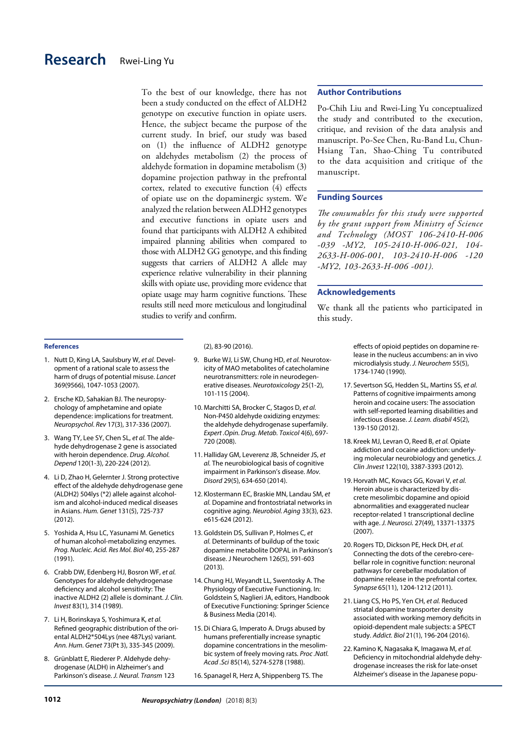To the best of our knowledge, there has not been a study conducted on the effect of ALDH2 genotype on executive function in opiate users. Hence, the subject became the purpose of the current study. In brief, our study was based on (1) the influence of ALDH2 genotype on aldehydes metabolism (2) the process of aldehyde formation in dopamine metabolism (3) dopamine projection pathway in the prefrontal cortex, related to executive function (4) effects of opiate use on the dopaminergic system. We analyzed the relation between ALDH2 genotypes and executive functions in opiate users and found that participants with ALDH2 A exhibited impaired planning abilities when compared to those with ALDH2 GG genotype, and this finding suggests that carriers of ALDH2 A allele may experience relative vulnerability in their planning skills with opiate use, providing more evidence that opiate usage may harm cognitive functions. These results still need more meticulous and longitudinal studies to verify and confirm.

## Author Contributions

Po-Chih Liu and Rwei-Ling Yu conceptualized the study and contributed to the execution, critique, and revision of the data analysis and manuscript. Po-See Chen, Ru-Band Lu, Chun-Hsiang Tan, Shao-Ching Tu contributed to the data acquisition and critique of the manuscript.

## Funding Sources

*The consumables for this study were supported by the grant support from Ministry of Science and Technology (MOST 106-2410-H-006 -039 -MY2, 105-2410-H-006-021, 104-2633-H-006-001, 103-2410-H-006 -120 -MY2, 103-2633-H-006 -001).*

## Acknowledgements

We thank all the patients who participated in this study.

## References

1. Nutt D, King LA, Saulsbury W, *et al.* Development of a rational scale to assess the harm of drugs of potential misuse. *Lancet* 369(9566), 1047-1053 (2007).
2. Ersche KD, Sahakian BJ. The neuropsychology of amphetamine and opiate dependence: implications for treatment. *Neuropsychol. Rev* 17(3), 317-336 (2007).
3. Wang TY, Lee SY, Chen SL, *et al.* The aldehyde dehydrogenase 2 gene is associated with heroin dependence. *Drug. Alcohol. Depend* 120(1-3), 220-224 (2012).
4. Li D, Zhao H, Gelernter J. Strong protective effect of the aldehyde dehydrogenase gene (ALDH2) 504lys (*2) allele against alcoholism and alcohol-induced medical diseases in Asians. *Hum. Genet* 131(5), 725-737 (2012).
5. Yoshida A, Hsu LC, Yasunami M. Genetics of human alcohol-metabolizing enzymes. *Prog. Nucleic. Acid. Res Mol. Biol* 40, 255-287 (1991).
6. Crabb DW, Edenberg HJ, Bosron WF, *et al.* Genotypes for aldehyde dehydrogenase deficiency and alcohol sensitivity: The inactive ALDH2 (2) allele is dominant. *J. Clin. Invest* 83(1), 314 (1989).
7. Li H, Borinskaya S, Yoshimura K, *et al.* Refined geographic distribution of the oriental ALDH2*504Lys (nee 487Lys) variant. *Ann. Hum. Genet* 73(Pt 3), 335-345 (2009).
8. Grünblatt E, Riederer P. Aldehyde dehydrogenase (ALDH) in Alzheimer's and Parkinson's disease. *J. Neural. Transm* 123 (2), 83-90 (2016).
9. Burke WJ, Li SW, Chung HD, *et al.* Neurotoxicity of MAO metabolites of catecholamine neurotransmitters: role in neurodegenerative diseases. *Neurotoxicology* 25(1-2), 101-115 (2004).
10. Marchitti SA, Brocker C, Stagos D, *et al.* Non-P450 aldehyde oxidizing enzymes: the aldehyde dehydrogenase superfamily. *Expert .Opin. Drug. Metab. Toxicol* 4(6), 697-720 (2008).
11. Halliday GM, Leverenz JB, Schneider JS, *et al.* The neurobiological basis of cognitive impairment in Parkinson's disease. *Mov. Disord* 29(5), 634-650 (2014).
12. Klostermann EC, Braskie MN, Landau SM, *et al.* Dopamine and frontostriatal networks in cognitive aging. *Neurobiol. Aging* 33(3), 623. e615-624 (2012).
13. Goldstein DS, Sullivan P, Holmes C, *et al.* Determinants of buildup of the toxic dopamine metabolite DOPAL in Parkinson's disease. J Neurochem 126(5), 591-603 (2013).
14. Chung HJ, Weyandt LL, Swentosky A. The Physiology of Executive Functioning. In: Goldstein S, Naglieri JA, editors, Handbook of Executive Functioning: Springer Science & Business Media (2014).
15. Di Chiara G, Imperato A. Drugs abused by humans preferentially increase synaptic dopamine concentrations in the mesolimbic system of freely moving rats. *Proc .Natl. Acad .Sci* 85(14), 5274-5278 (1988).
16. Spanagel R, Herz A, Shippenberg TS. The effects of opioid peptides on dopamine release in the nucleus accumbens: an in vivo microdialysis study. *J. Neurochem* 55(5), 1734-1740 (1990).
17. Severtson SG, Hedden SL, Martins SS, *et al.* Patterns of cognitive impairments among heroin and cocaine users: The association with self-reported learning disabilities and infectious disease. *J. Learn. disabil* 45(2), 139-150 (2012).
18. Kreek MJ, Levran O, Reed B, *et al.* Opiate addiction and cocaine addiction: underlying molecular neurobiology and genetics. *J. Clin .Invest* 122(10), 3387-3393 (2012).
19. Horvath MC, Kovacs GG, Kovari V, *et al.* Heroin abuse is characterized by discrete mesolimbic dopamine and opioid abnormalities and exaggerated nuclear receptor-related 1 transcriptional decline with age. *J. Neurosci.* 27(49), 13371-13375 (2007).
20. Rogers TD, Dickson PE, Heck DH, *et al.* Connecting the dots of the cerebro-cerebellar role in cognitive function: neuronal pathways for cerebellar modulation of dopamine release in the prefrontal cortex. *Synapse* 65(11), 1204-1212 (2011).
21. Liang CS, Ho PS, Yen CH, *et al.* Reduced striatal dopamine transporter density associated with working memory deficits in opioid-dependent male subjects: a SPECT study. *Addict. Biol* 21(1), 196-204 (2016).
22. Kamino K, Nagasaka K, Imagawa M, *et al.* Deficiency in mitochondrial aldehyde dehydrogenase increases the risk for late-onset Alzheimer's disease in the Japanese popu-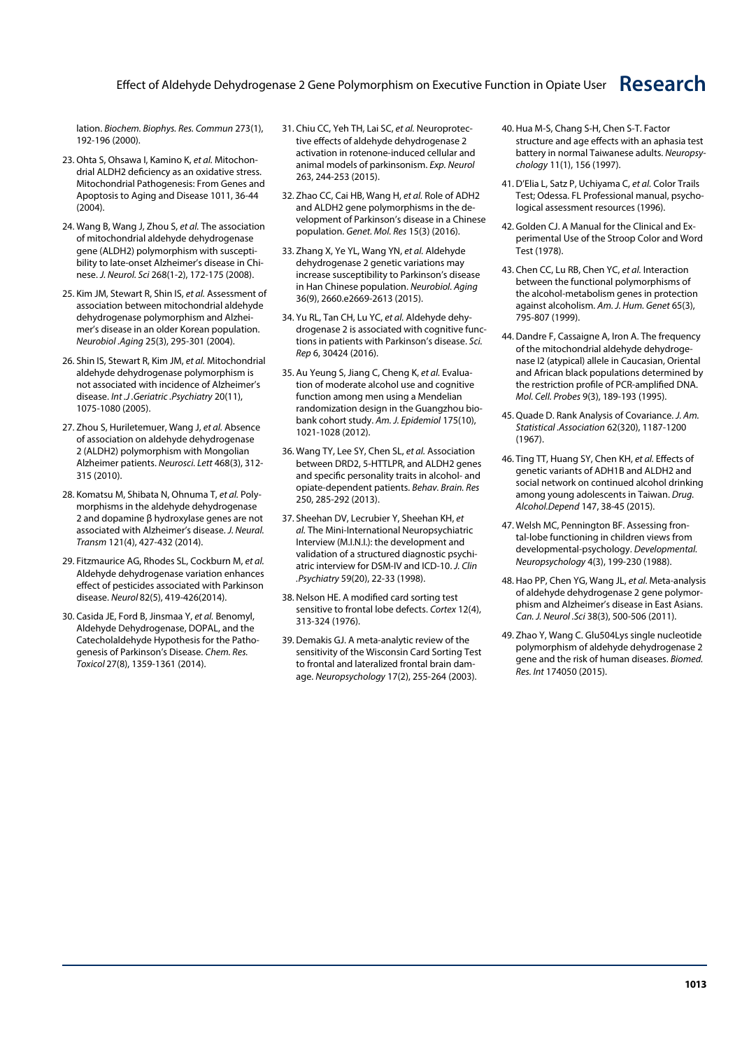lation. *Biochem. Biophys. Res. Commun* 273(1), 192-196 (2000).

23. Ohta S, Ohsawa I, Kamino K, *et al.* Mitochondrial ALDH2 deficiency as an oxidative stress. Mitochondrial Pathogenesis: From Genes and Apoptosis to Aging and Disease 1011, 36-44 (2004).

24. Wang B, Wang J, Zhou S, *et al.* The association of mitochondrial aldehyde dehydrogenase gene (ALDH2) polymorphism with susceptibility to late-onset Alzheimer's disease in Chinese. *J. Neurol. Sci* 268(1-2), 172-175 (2008).

25. Kim JM, Stewart R, Shin IS, *et al.* Assessment of association between mitochondrial aldehyde dehydrogenase polymorphism and Alzheimer's disease in an older Korean population. *Neurobiol .Aging* 25(3), 295-301 (2004).

26. Shin IS, Stewart R, Kim JM, *et al.* Mitochondrial aldehyde dehydrogenase polymorphism is not associated with incidence of Alzheimer's disease. *Int .J .Geriatric .Psychiatry* 20(11), 1075-1080 (2005).

27. Zhou S, Huriletemuer, Wang J, *et al.* Absence of association on aldehyde dehydrogenase 2 (ALDH2) polymorphism with Mongolian Alzheimer patients. *Neurosci. Lett* 468(3), 312-315 (2010).

28. Komatsu M, Shibata N, Ohnuma T, *et al.* Polymorphisms in the aldehyde dehydrogenase 2 and dopamine β hydroxylase genes are not associated with Alzheimer's disease. *J. Neural. Transm* 121(4), 427-432 (2014).

29. Fitzmaurice AG, Rhodes SL, Cockburn M, *et al.* Aldehyde dehydrogenase variation enhances effect of pesticides associated with Parkinson disease. *Neurol* 82(5), 419-426(2014).

30. Casida JE, Ford B, Jinsmaa Y, *et al.* Benomyl, Aldehyde Dehydrogenase, DOPAL, and the Catecholaldehyde Hypothesis for the Pathogenesis of Parkinson's Disease. *Chem. Res. Toxicol* 27(8), 1359-1361 (2014).

31. Chiu CC, Yeh TH, Lai SC, *et al.* Neuroprotective effects of aldehyde dehydrogenase 2 activation in rotenone-induced cellular and animal models of parkinsonism. *Exp. Neurol* 263, 244-253 (2015).

32. Zhao CC, Cai HB, Wang H, *et al.* Role of ADH2 and ALDH2 gene polymorphisms in the development of Parkinson's disease in a Chinese population. *Genet. Mol. Res* 15(3) (2016).

33. Zhang X, Ye YL, Wang YN, *et al.* Aldehyde dehydrogenase 2 genetic variations may increase susceptibility to Parkinson's disease in Han Chinese population. *Neurobiol. Aging* 36(9), 2660.e2669-2613 (2015).

34. Yu RL, Tan CH, Lu YC, *et al.* Aldehyde dehydrogenase 2 is associated with cognitive functions in patients with Parkinson's disease. *Sci. Rep* 6, 30424 (2016).

35. Au Yeung S, Jiang C, Cheng K, *et al.* Evaluation of moderate alcohol use and cognitive function among men using a Mendelian randomization design in the Guangzhou biobank cohort study. *Am. J. Epidemiol* 175(10), 1021-1028 (2012).

36. Wang TY, Lee SY, Chen SL, *et al.* Association between DRD2, 5-HTTLPR, and ALDH2 genes and specific personality traits in alcohol- and opiate-dependent patients. *Behav. Brain. Res* 250, 285-292 (2013).

37. Sheehan DV, Lecrubier Y, Sheehan KH, *et al.* The Mini-International Neuropsychiatric Interview (M.I.N.I.): the development and validation of a structured diagnostic psychiatric interview for DSM-IV and ICD-10. *J. Clin .Psychiatry* 59(20), 22-33 (1998).

38. Nelson HE. A modified card sorting test sensitive to frontal lobe defects. *Cortex* 12(4), 313-324 (1976).

39. Demakis GJ. A meta-analytic review of the sensitivity of the Wisconsin Card Sorting Test to frontal and lateralized frontal brain damage. *Neuropsychology* 17(2), 255-264 (2003).

40. Hua M-S, Chang S-H, Chen S-T. Factor structure and age effects with an aphasia test battery in normal Taiwanese adults. *Neuropsychology* 11(1), 156 (1997).

41. D'Elia L, Satz P, Uchiyama C, *et al.* Color Trails Test; Odessa. FL Professional manual, psychological assessment resources (1996).

42. Golden CJ. A Manual for the Clinical and Experimental Use of the Stroop Color and Word Test (1978).

43. Chen CC, Lu RB, Chen YC, *et al.* Interaction between the functional polymorphisms of the alcohol-metabolism genes in protection against alcoholism. *Am. J. Hum. Genet* 65(3), 795-807 (1999).

44. Dandre F, Cassaigne A, Iron A. The frequency of the mitochondrial aldehyde dehydrogenase I2 (atypical) allele in Caucasian, Oriental and African black populations determined by the restriction profile of PCR-amplified DNA. *Mol. Cell. Probes* 9(3), 189-193 (1995).

45. Quade D. Rank Analysis of Covariance. *J. Am. Statistical .Association* 62(320), 1187-1200 (1967).

46. Ting TT, Huang SY, Chen KH, *et al.* Effects of genetic variants of ADH1B and ALDH2 and social network on continued alcohol drinking among young adolescents in Taiwan. *Drug. Alcohol.Depend* 147, 38-45 (2015).

47. Welsh MC, Pennington BF. Assessing frontal-lobe functioning in children views from developmental-psychology. *Developmental. Neuropsychology* 4(3), 199-230 (1988).

48. Hao PP, Chen YG, Wang JL, *et al.* Meta-analysis of aldehyde dehydrogenase 2 gene polymorphism and Alzheimer's disease in East Asians. *Can. J. Neurol .Sci* 38(3), 500-506 (2011).

49. Zhao Y, Wang C. Glu504Lys single nucleotide polymorphism of aldehyde dehydrogenase 2 gene and the risk of human diseases. *Biomed. Res. Int* 174050 (2015).